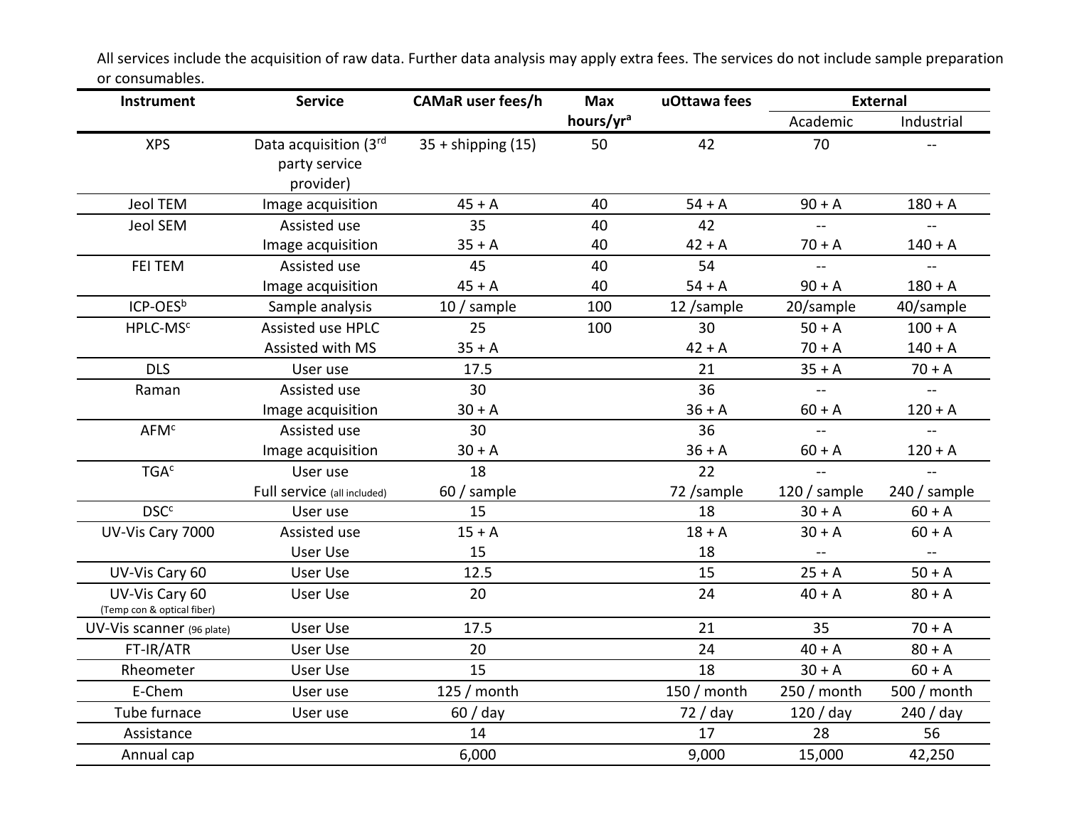All services include the acquisition of raw data. Further data analysis may apply extra fees. The services do not include sample preparation or consumables.

| Instrument | Service | CAMaR user fees/h | Max hours/yr[a] | uOttawa fees | External | |
|---|---|---|---|---|---|---|
| | | | | | Academic | Industrial |
| XPS | Data acquisition (3rd party service provider) | 35 + shipping (15) | 50 | 42 | 70 | -- |
| Jeol TEM | Image acquisition | 45 + A | 40 | 54 + A | 90 + A | 180 + A |
| Jeol SEM | Assisted use | 35 | 40 | 42 | -- | -- |
| | Image acquisition | 35 + A | 40 | 42 + A | 70 + A | 140 + A |
| FEI TEM | Assisted use | 45 | 40 | 54 | -- | -- |
| | Image acquisition | 45 + A | 40 | 54 + A | 90 + A | 180 + A |
| ICP-OES[b] | Sample analysis | 10 / sample | 100 | 12 /sample | 20/sample | 40/sample |
| HPLC-MS[c] | Assisted use HPLC | 25 | 100 | 30 | 50 + A | 100 + A |
| | Assisted with MS | 35 + A | | 42 + A | 70 + A | 140 + A |
| DLS | User use | 17.5 | | 21 | 35 + A | 70 + A |
| Raman | Assisted use | 30 | | 36 | -- | -- |
| | Image acquisition | 30 + A | | 36 + A | 60 + A | 120 + A |
| AFM[c] | Assisted use | 30 | | 36 | -- | -- |
| | Image acquisition | 30 + A | | 36 + A | 60 + A | 120 + A |
| TGA[c] | User use | 18 | | 22 | -- | -- |
| | Full service (all included) | 60 / sample | | 72 /sample | 120 / sample | 240 / sample |
| DSC[c] | User use | 15 | | 18 | 30 + A | 60 + A |
| UV-Vis Cary 7000 | Assisted use | 15 + A | | 18 + A | 30 + A | 60 + A |
| | User Use | 15 | | 18 | -- | -- |
| UV-Vis Cary 60 | User Use | 12.5 | | 15 | 25 + A | 50 + A |
| UV-Vis Cary 60 (Temp con & optical fiber) | User Use | 20 | | 24 | 40 + A | 80 + A |
| UV-Vis scanner (96 plate) | User Use | 17.5 | | 21 | 35 | 70 + A |
| FT-IR/ATR | User Use | 20 | | 24 | 40 + A | 80 + A |
| Rheometer | User Use | 15 | | 18 | 30 + A | 60 + A |
| E-Chem | User use | 125 / month | | 150 / month | 250 / month | 500 / month |
| Tube furnace | User use | 60 / day | | 72 / day | 120 / day | 240 / day |
| Assistance | | 14 | | 17 | 28 | 56 |
| Annual cap | | 6,000 | | 9,000 | 15,000 | 42,250 |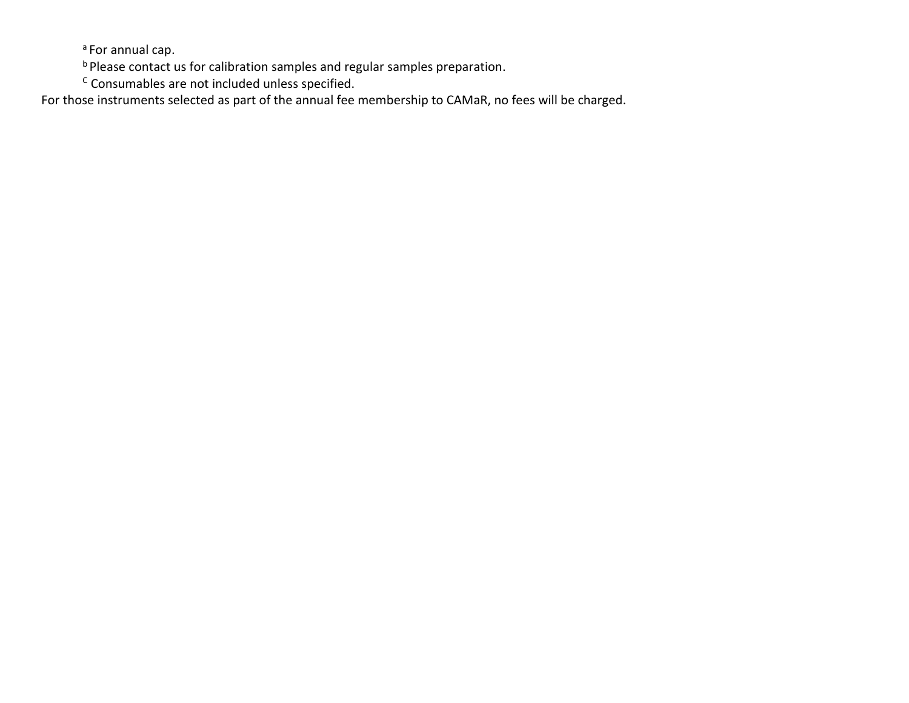[a] For annual cap.

[b] Please contact us for calibration samples and regular samples preparation.

[C] Consumables are not included unless specified.

For those instruments selected as part of the annual fee membership to CAMaR, no fees will be charged.